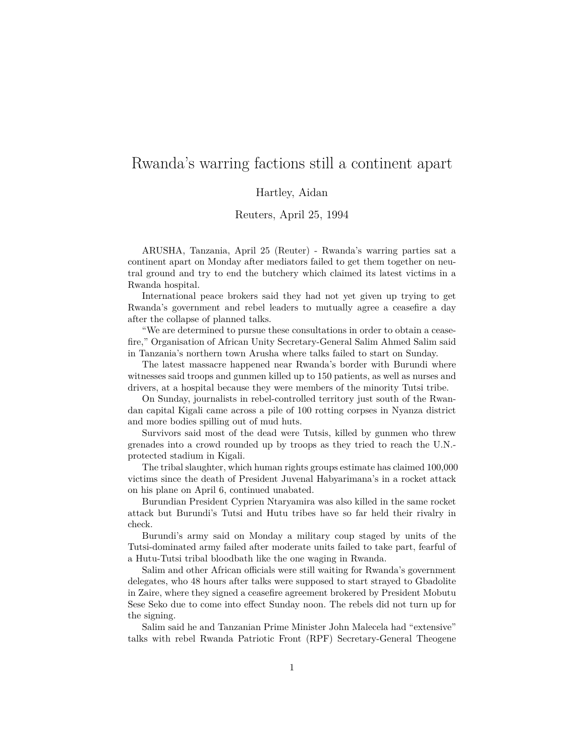# Rwanda's warring factions still a continent apart

Hartley, Aidan

Reuters, April 25, 1994

ARUSHA, Tanzania, April 25 (Reuter) - Rwanda's warring parties sat a continent apart on Monday after mediators failed to get them together on neutral ground and try to end the butchery which claimed its latest victims in a Rwanda hospital.

International peace brokers said they had not yet given up trying to get Rwanda's government and rebel leaders to mutually agree a ceasefire a day after the collapse of planned talks.

"We are determined to pursue these consultations in order to obtain a ceasefire," Organisation of African Unity Secretary-General Salim Ahmed Salim said in Tanzania's northern town Arusha where talks failed to start on Sunday.

The latest massacre happened near Rwanda's border with Burundi where witnesses said troops and gunmen killed up to 150 patients, as well as nurses and drivers, at a hospital because they were members of the minority Tutsi tribe.

On Sunday, journalists in rebel-controlled territory just south of the Rwandan capital Kigali came across a pile of 100 rotting corpses in Nyanza district and more bodies spilling out of mud huts.

Survivors said most of the dead were Tutsis, killed by gunmen who threw grenades into a crowd rounded up by troops as they tried to reach the U.N.-protected stadium in Kigali.

The tribal slaughter, which human rights groups estimate has claimed 100,000 victims since the death of President Juvenal Habyarimana's in a rocket attack on his plane on April 6, continued unabated.

Burundian President Cyprien Ntaryamira was also killed in the same rocket attack but Burundi's Tutsi and Hutu tribes have so far held their rivalry in check.

Burundi's army said on Monday a military coup staged by units of the Tutsi-dominated army failed after moderate units failed to take part, fearful of a Hutu-Tutsi tribal bloodbath like the one waging in Rwanda.

Salim and other African officials were still waiting for Rwanda's government delegates, who 48 hours after talks were supposed to start strayed to Gbadolite in Zaire, where they signed a ceasefire agreement brokered by President Mobutu Sese Seko due to come into effect Sunday noon. The rebels did not turn up for the signing.

Salim said he and Tanzanian Prime Minister John Malecela had "extensive" talks with rebel Rwanda Patriotic Front (RPF) Secretary-General Theogene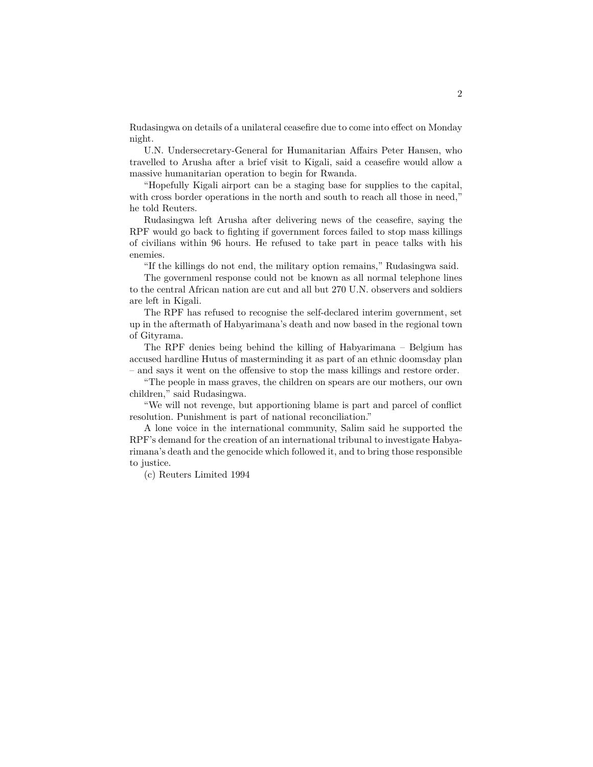Rudasingwa on details of a unilateral ceasefire due to come into effect on Monday night.

U.N. Undersecretary-General for Humanitarian Affairs Peter Hansen, who travelled to Arusha after a brief visit to Kigali, said a ceasefire would allow a massive humanitarian operation to begin for Rwanda.

"Hopefully Kigali airport can be a staging base for supplies to the capital, with cross border operations in the north and south to reach all those in need," he told Reuters.

Rudasingwa left Arusha after delivering news of the ceasefire, saying the RPF would go back to fighting if government forces failed to stop mass killings of civilians within 96 hours. He refused to take part in peace talks with his enemies.

"If the killings do not end, the military option remains," Rudasingwa said.

The governmenl response could not be known as all normal telephone lines to the central African nation are cut and all but 270 U.N. observers and soldiers are left in Kigali.

The RPF has refused to recognise the self-declared interim government, set up in the aftermath of Habyarimana's death and now based in the regional town of Gityrama.

The RPF denies being behind the killing of Habyarimana – Belgium has accused hardline Hutus of masterminding it as part of an ethnic doomsday plan – and says it went on the offensive to stop the mass killings and restore order.

"The people in mass graves, the children on spears are our mothers, our own children," said Rudasingwa.

"We will not revenge, but apportioning blame is part and parcel of conflict resolution. Punishment is part of national reconciliation."

A lone voice in the international community, Salim said he supported the RPF's demand for the creation of an international tribunal to investigate Habyarimana's death and the genocide which followed it, and to bring those responsible to justice.

(c) Reuters Limited 1994